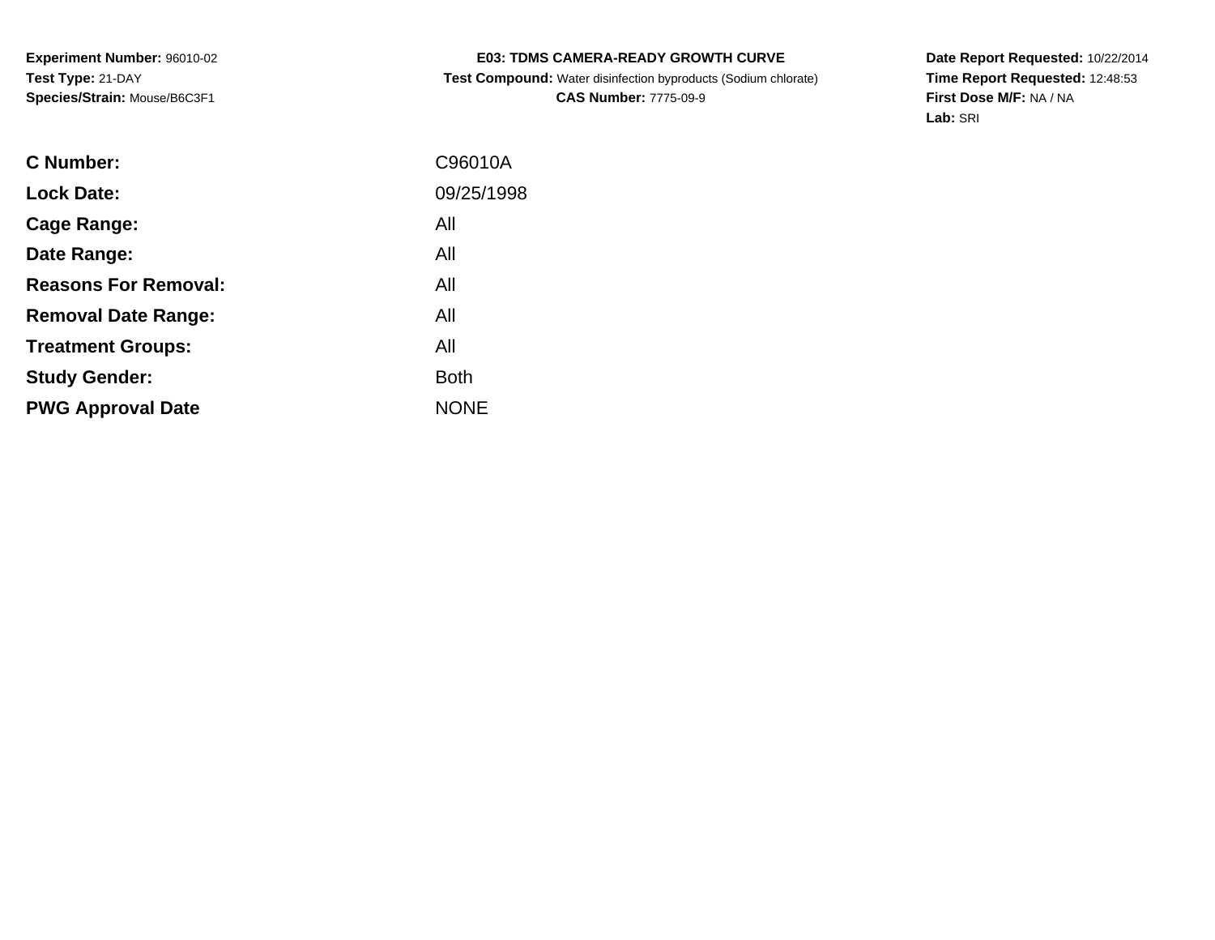**Experiment Number:** 96010-02
**Test Type:** 21-DAY
**Species/Strain:** Mouse/B6C3F1

**E03: TDMS CAMERA-READY GROWTH CURVE**
**Test Compound:** Water disinfection byproducts (Sodium chlorate)
**CAS Number:** 7775-09-9

**Date Report Requested:** 10/22/2014
**Time Report Requested:** 12:48:53
**First Dose M/F:** NA / NA
**Lab:** SRI

| | |
|---|---|
| **C Number:** | C96010A |
| **Lock Date:** | 09/25/1998 |
| **Cage Range:** | All |
| **Date Range:** | All |
| **Reasons For Removal:** | All |
| **Removal Date Range:** | All |
| **Treatment Groups:** | All |
| **Study Gender:** | Both |
| **PWG Approval Date** | NONE |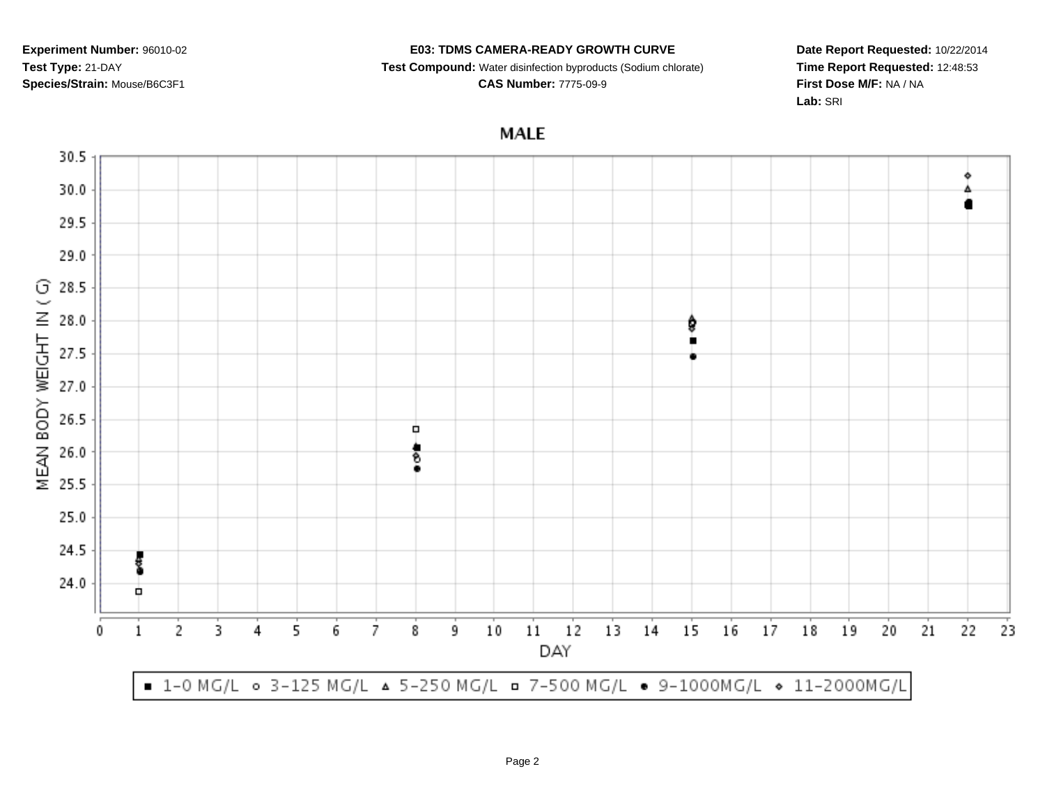**Experiment Number:** 96010-02

**Test Type:** 21-DAY

**Species/Strain:** Mouse/B6C3F1

**E03: TDMS CAMERA-READY GROWTH CURVE**

**Test Compound:** Water disinfection byproducts (Sodium chlorate)

**CAS Number:** 7775-09-9

**Date Report Requested:** 10/22/2014

**Time Report Requested:** 12:48:53

**First Dose M/F:** NA / NA

**Lab:** SRI

MALE

MEAN BODY WEIGHT IN ( G)

30.5
30.0
29.5
29.0
28.5
28.0
27.5
27.0
26.5
26.0
25.5
25.0
24.5
24.0

0 1 2 3 4 5 6 7 8 9 10 11 12 13 14 15 16 17 18 19 20 21 22 23

DAY

■ 1-0 MG/L ○ 3-125 MG/L △ 5-250 MG/L □ 7-500 MG/L ● 9-1000MG/L ◇ 11-2000MG/L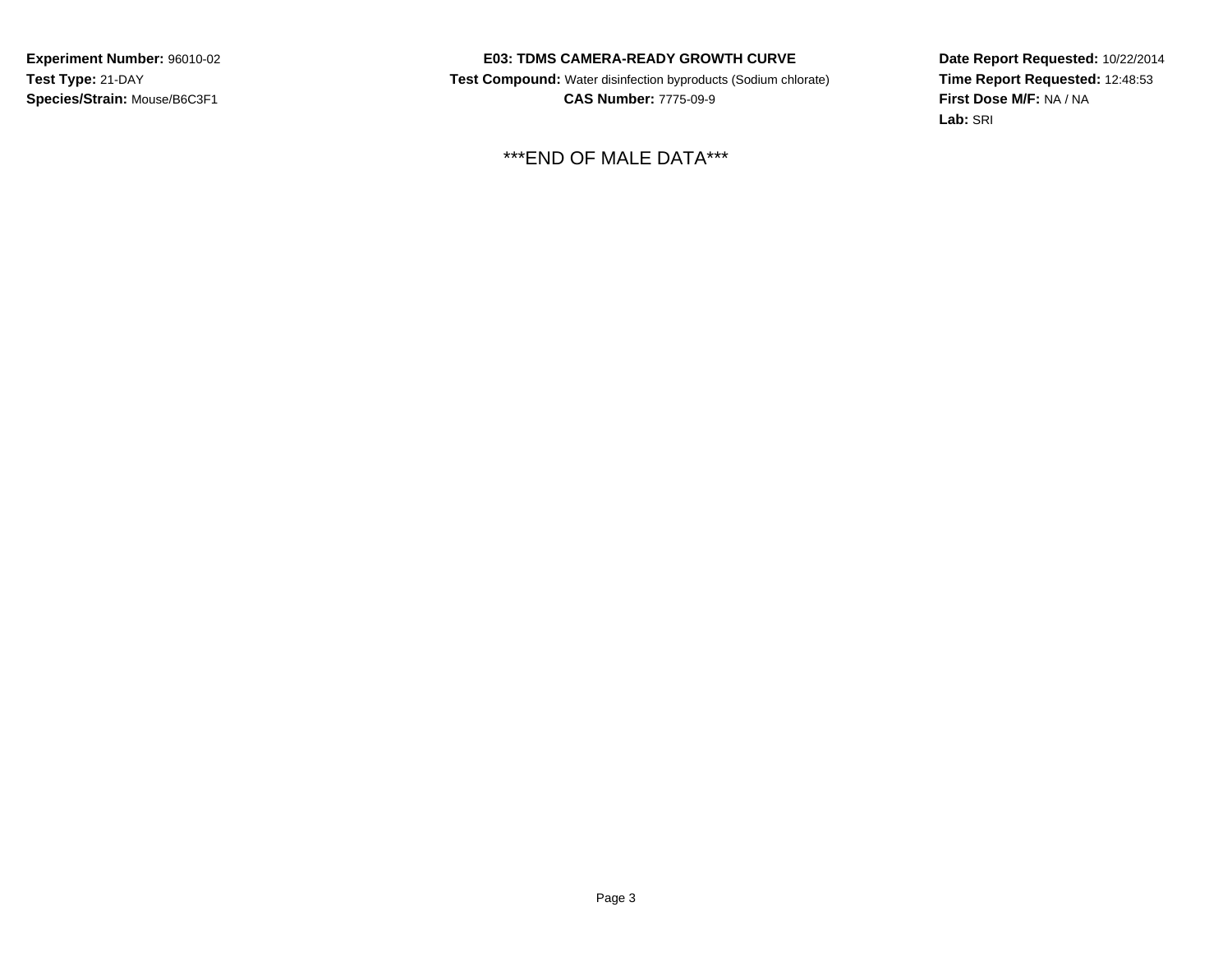**Experiment Number:** 96010-02
**Test Type:** 21-DAY
**Species/Strain:** Mouse/B6C3F1

**E03: TDMS CAMERA-READY GROWTH CURVE**
**Test Compound:** Water disinfection byproducts (Sodium chlorate)
**CAS Number:** 7775-09-9

**Date Report Requested:** 10/22/2014
**Time Report Requested:** 12:48:53
**First Dose M/F:** NA / NA
**Lab:** SRI

***END OF MALE DATA***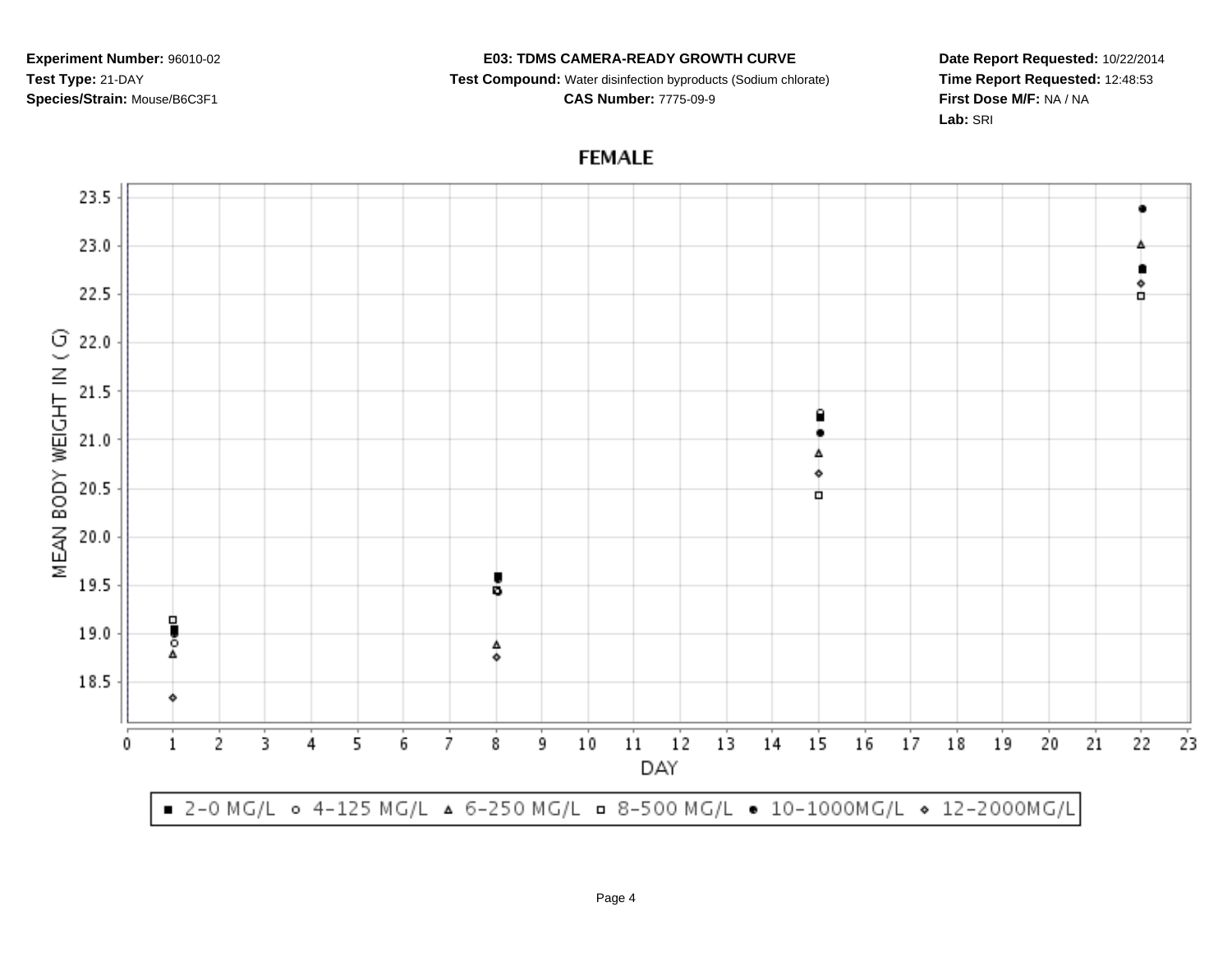**Experiment Number:** 96010-02
**Test Type:** 21-DAY
**Species/Strain:** Mouse/B6C3F1

**E03: TDMS CAMERA-READY GROWTH CURVE**
**Test Compound:** Water disinfection byproducts (Sodium chlorate)
**CAS Number:** 7775-09-9

**Date Report Requested:** 10/22/2014
**Time Report Requested:** 12:48:53
**First Dose M/F:** NA / NA
**Lab:** SRI

## FEMALE

MEAN BODY WEIGHT IN ( G)

DAY

■ 2-0 MG/L ○ 4-125 MG/L △ 6-250 MG/L □ 8-500 MG/L ● 10-1000MG/L ◇ 12-2000MG/L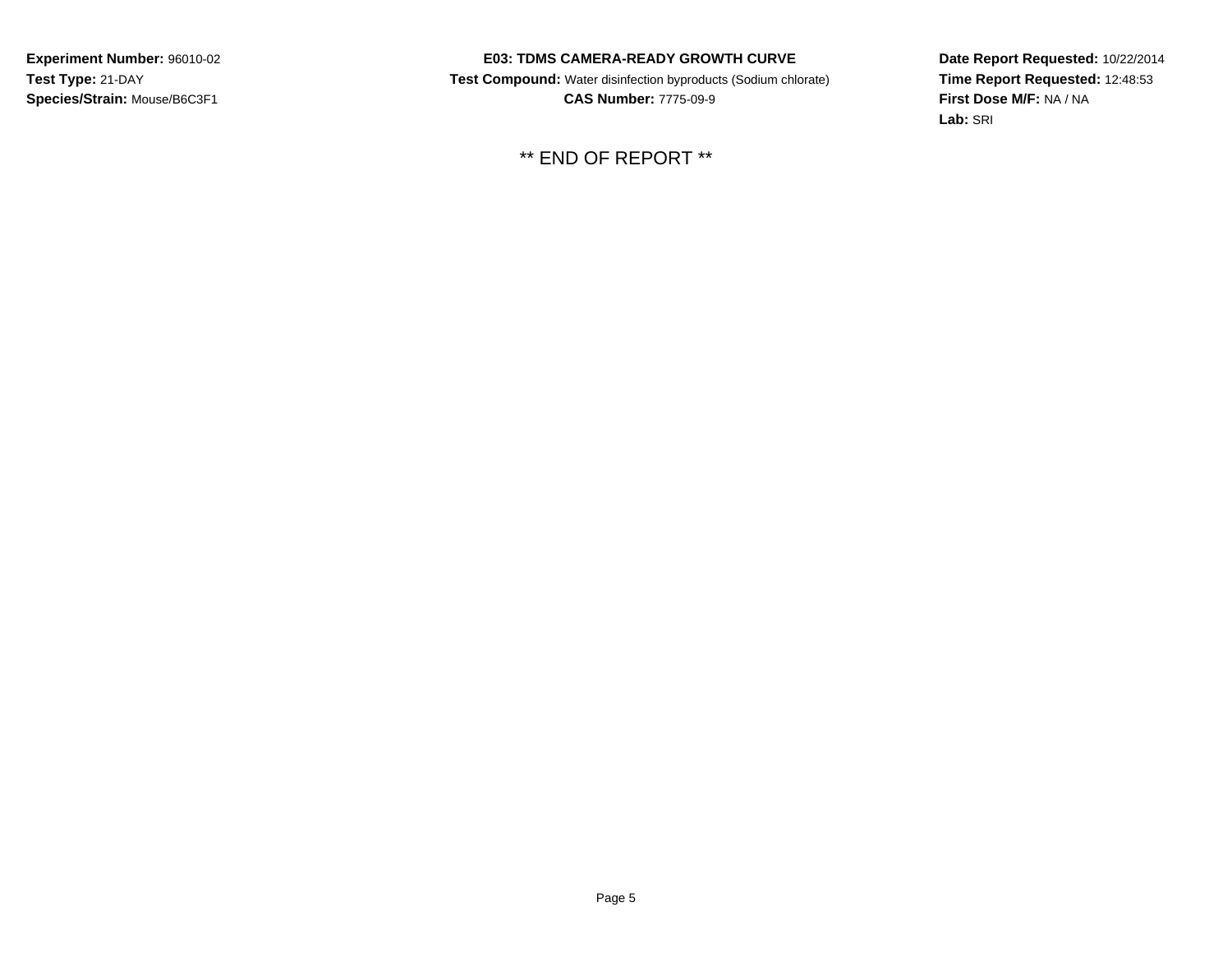**Experiment Number:** 96010-02
**Test Type:** 21-DAY
**Species/Strain:** Mouse/B6C3F1

**E03: TDMS CAMERA-READY GROWTH CURVE**
**Test Compound:** Water disinfection byproducts (Sodium chlorate)
**CAS Number:** 7775-09-9

**Date Report Requested:** 10/22/2014
**Time Report Requested:** 12:48:53
**First Dose M/F:** NA / NA
**Lab:** SRI

** END OF REPORT **